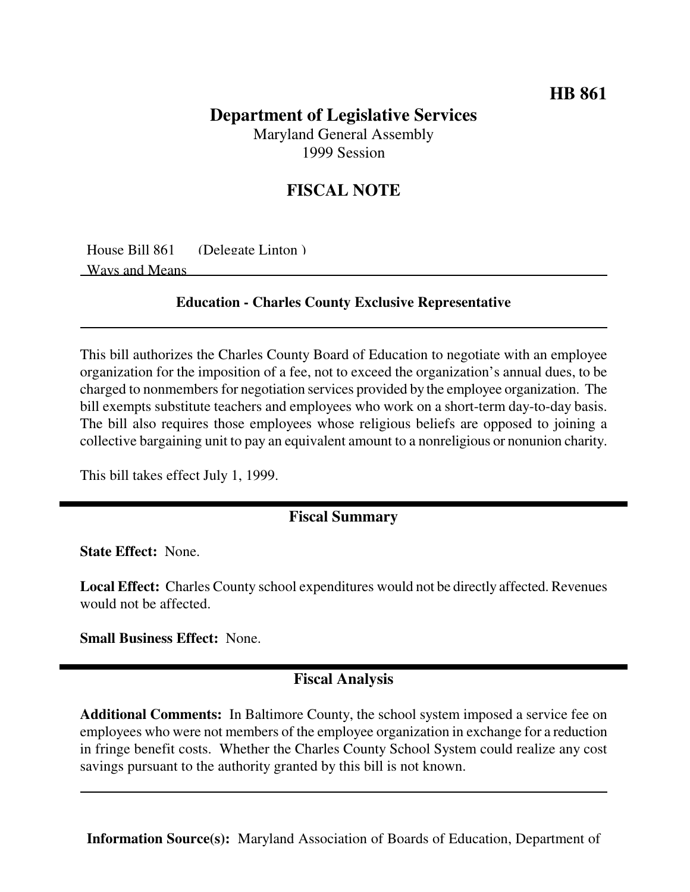**HB 861**

# Department of Legislative Services

Maryland General Assembly
1999 Session

## FISCAL NOTE

House Bill 861 (Delegate Linton )
Ways and Means

**Education - Charles County Exclusive Representative**

This bill authorizes the Charles County Board of Education to negotiate with an employee organization for the imposition of a fee, not to exceed the organization's annual dues, to be charged to nonmembers for negotiation services provided by the employee organization. The bill exempts substitute teachers and employees who work on a short-term day-to-day basis. The bill also requires those employees whose religious beliefs are opposed to joining a collective bargaining unit to pay an equivalent amount to a nonreligious or nonunion charity.

This bill takes effect July 1, 1999.

## Fiscal Summary

**State Effect:** None.

**Local Effect:** Charles County school expenditures would not be directly affected. Revenues would not be affected.

**Small Business Effect:** None.

## Fiscal Analysis

**Additional Comments:** In Baltimore County, the school system imposed a service fee on employees who were not members of the employee organization in exchange for a reduction in fringe benefit costs. Whether the Charles County School System could realize any cost savings pursuant to the authority granted by this bill is not known.

**Information Source(s):** Maryland Association of Boards of Education, Department of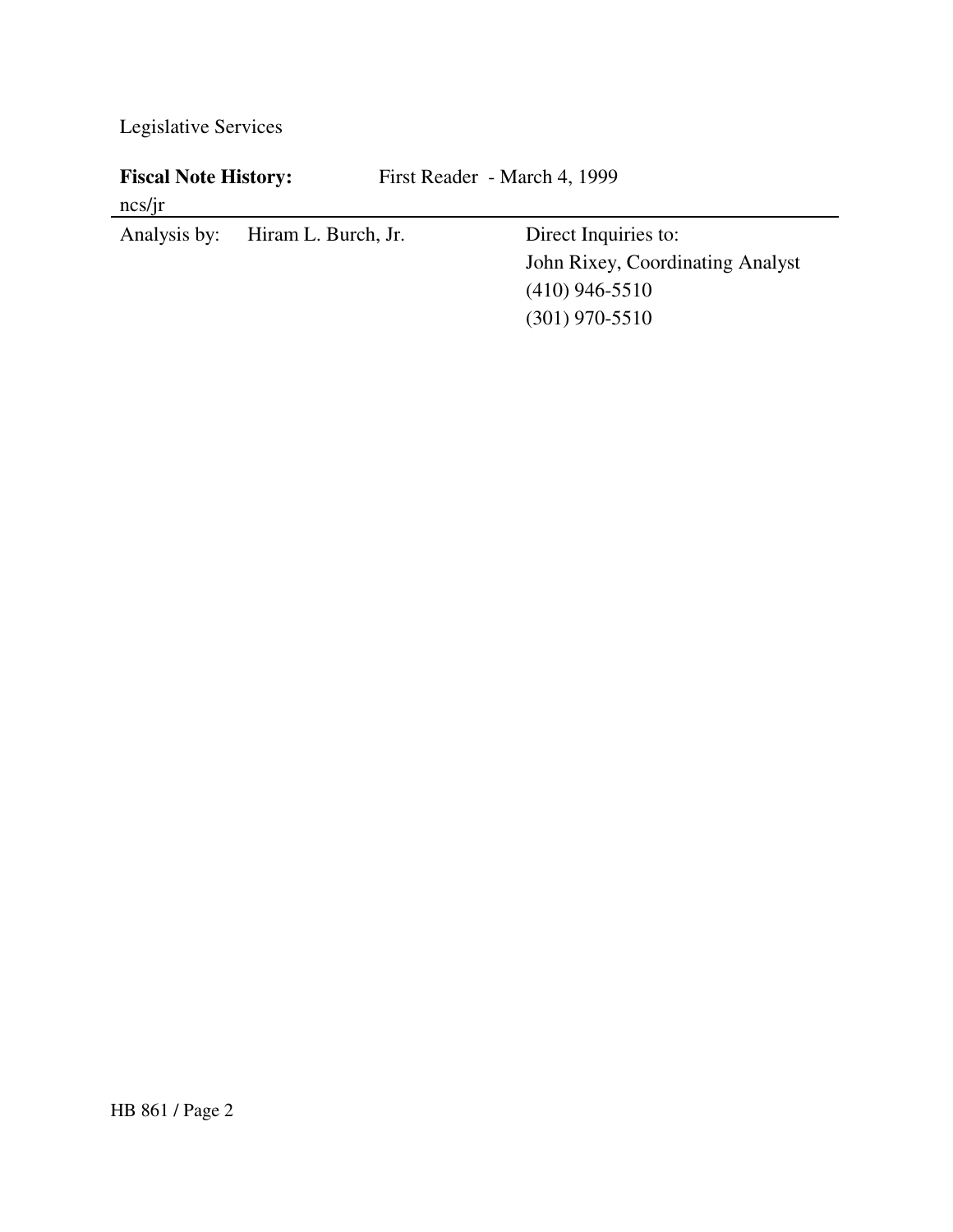Legislative Services

**Fiscal Note History:** First Reader - March 4, 1999
ncs/jr

| | |
|---|---|
| Analysis by: Hiram L. Burch, Jr. | Direct Inquiries to:<br>John Rixey, Coordinating Analyst<br>(410) 946-5510<br>(301) 970-5510 |